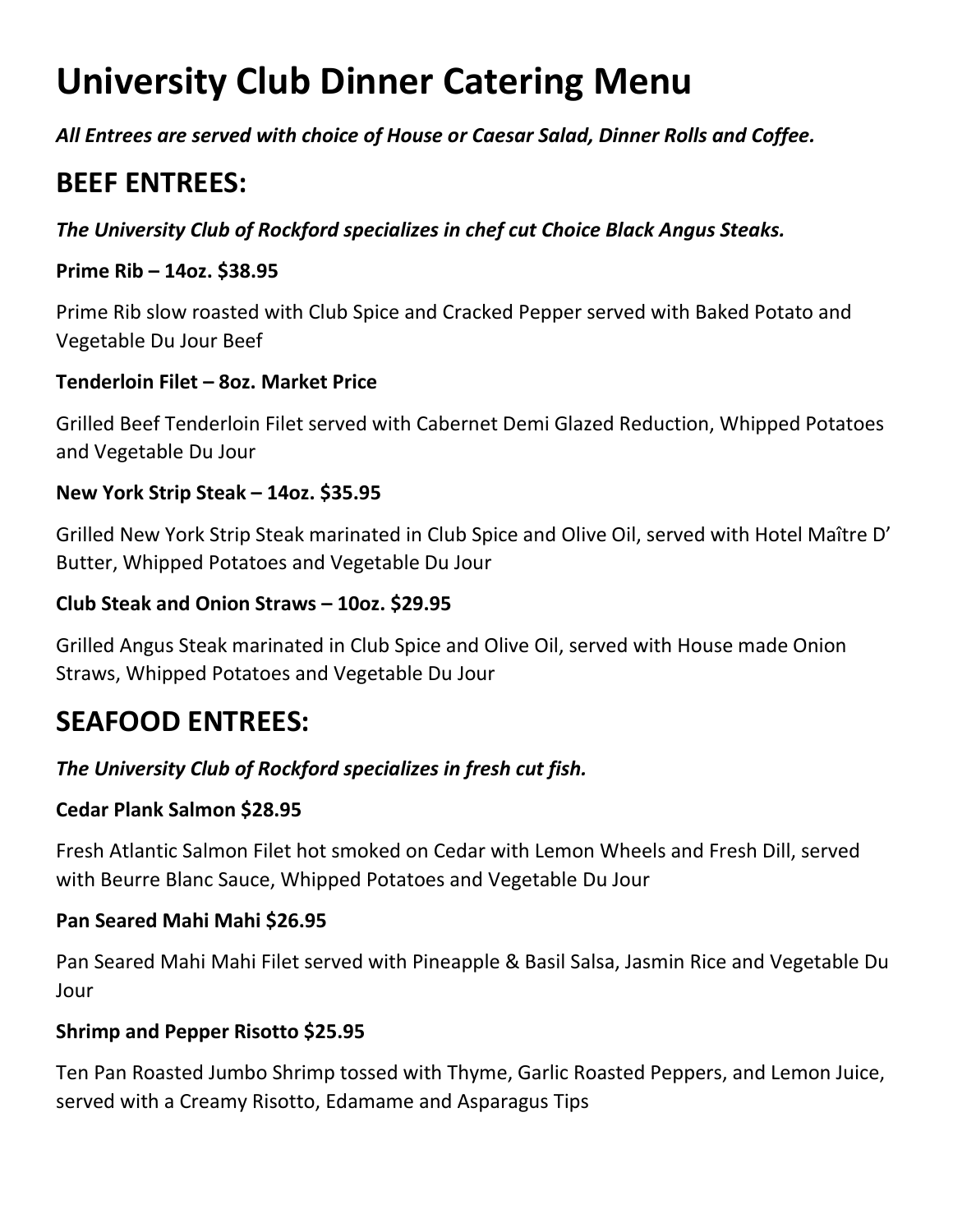# University Club Dinner Catering Menu

***All Entrees are served with choice of House or Caesar Salad, Dinner Rolls and Coffee.***

## BEEF ENTREES:

***The University Club of Rockford specializes in chef cut Choice Black Angus Steaks.***

**Prime Rib – 14oz. $38.95**

Prime Rib slow roasted with Club Spice and Cracked Pepper served with Baked Potato and Vegetable Du Jour Beef

**Tenderloin Filet – 8oz. Market Price**

Grilled Beef Tenderloin Filet served with Cabernet Demi Glazed Reduction, Whipped Potatoes and Vegetable Du Jour

**New York Strip Steak – 14oz. $35.95**

Grilled New York Strip Steak marinated in Club Spice and Olive Oil, served with Hotel Maître D' Butter, Whipped Potatoes and Vegetable Du Jour

**Club Steak and Onion Straws – 10oz. $29.95**

Grilled Angus Steak marinated in Club Spice and Olive Oil, served with House made Onion Straws, Whipped Potatoes and Vegetable Du Jour

## SEAFOOD ENTREES:

***The University Club of Rockford specializes in fresh cut fish.***

**Cedar Plank Salmon $28.95**

Fresh Atlantic Salmon Filet hot smoked on Cedar with Lemon Wheels and Fresh Dill, served with Beurre Blanc Sauce, Whipped Potatoes and Vegetable Du Jour

**Pan Seared Mahi Mahi $26.95**

Pan Seared Mahi Mahi Filet served with Pineapple & Basil Salsa, Jasmin Rice and Vegetable Du Jour

**Shrimp and Pepper Risotto $25.95**

Ten Pan Roasted Jumbo Shrimp tossed with Thyme, Garlic Roasted Peppers, and Lemon Juice, served with a Creamy Risotto, Edamame and Asparagus Tips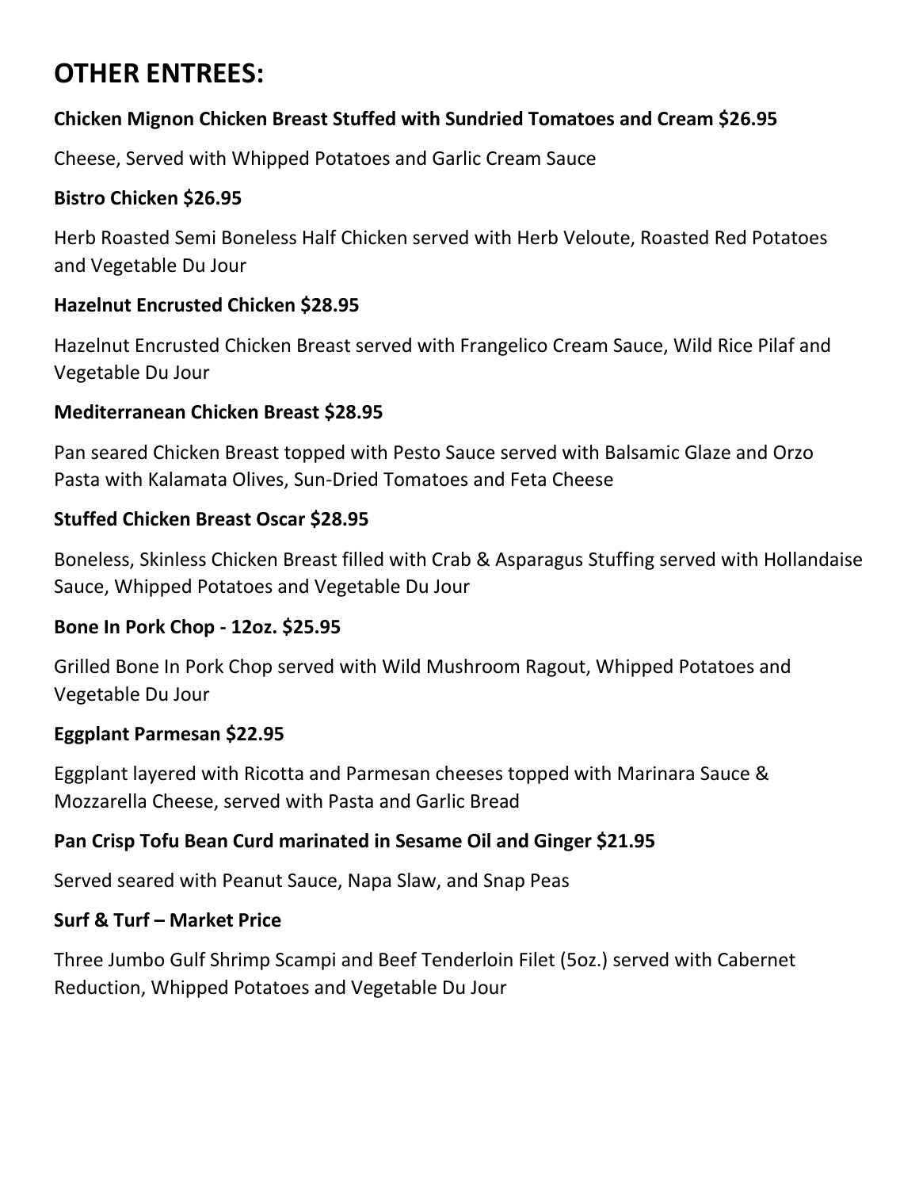# OTHER ENTREES:

**Chicken Mignon Chicken Breast Stuffed with Sundried Tomatoes and Cream $26.95**

Cheese, Served with Whipped Potatoes and Garlic Cream Sauce

**Bistro Chicken $26.95**

Herb Roasted Semi Boneless Half Chicken served with Herb Veloute, Roasted Red Potatoes and Vegetable Du Jour

**Hazelnut Encrusted Chicken $28.95**

Hazelnut Encrusted Chicken Breast served with Frangelico Cream Sauce, Wild Rice Pilaf and Vegetable Du Jour

**Mediterranean Chicken Breast $28.95**

Pan seared Chicken Breast topped with Pesto Sauce served with Balsamic Glaze and Orzo Pasta with Kalamata Olives, Sun-Dried Tomatoes and Feta Cheese

**Stuffed Chicken Breast Oscar $28.95**

Boneless, Skinless Chicken Breast filled with Crab & Asparagus Stuffing served with Hollandaise Sauce, Whipped Potatoes and Vegetable Du Jour

**Bone In Pork Chop - 12oz. $25.95**

Grilled Bone In Pork Chop served with Wild Mushroom Ragout, Whipped Potatoes and Vegetable Du Jour

**Eggplant Parmesan $22.95**

Eggplant layered with Ricotta and Parmesan cheeses topped with Marinara Sauce & Mozzarella Cheese, served with Pasta and Garlic Bread

**Pan Crisp Tofu Bean Curd marinated in Sesame Oil and Ginger $21.95**

Served seared with Peanut Sauce, Napa Slaw, and Snap Peas

**Surf & Turf – Market Price**

Three Jumbo Gulf Shrimp Scampi and Beef Tenderloin Filet (5oz.) served with Cabernet Reduction, Whipped Potatoes and Vegetable Du Jour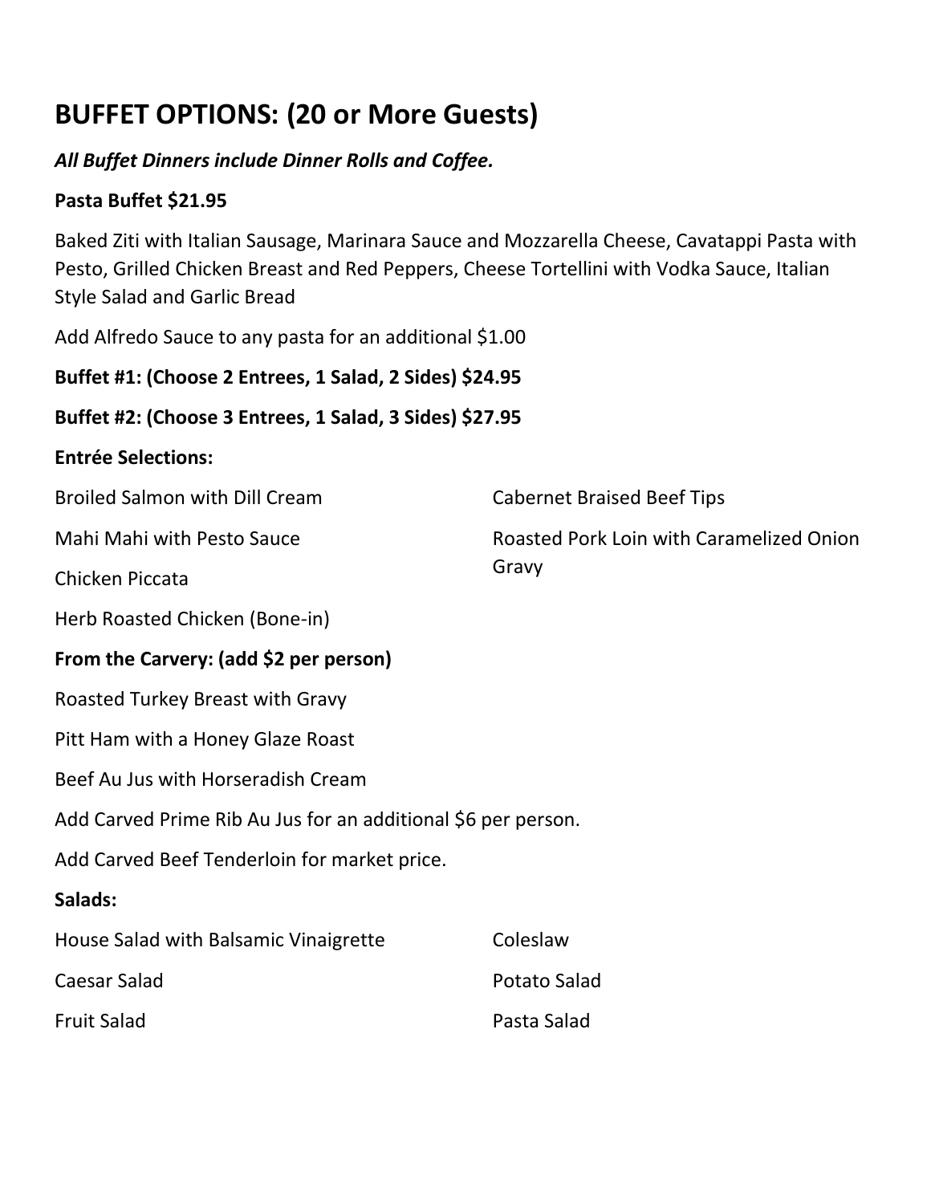# BUFFET OPTIONS: (20 or More Guests)

***All Buffet Dinners include Dinner Rolls and Coffee.***

**Pasta Buffet $21.95**

Baked Ziti with Italian Sausage, Marinara Sauce and Mozzarella Cheese, Cavatappi Pasta with Pesto, Grilled Chicken Breast and Red Peppers, Cheese Tortellini with Vodka Sauce, Italian Style Salad and Garlic Bread

Add Alfredo Sauce to any pasta for an additional $1.00

**Buffet #1: (Choose 2 Entrees, 1 Salad, 2 Sides) $24.95**

**Buffet #2: (Choose 3 Entrees, 1 Salad, 3 Sides) $27.95**

**Entrée Selections:**

Broiled Salmon with Dill Cream

Mahi Mahi with Pesto Sauce

Chicken Piccata

Herb Roasted Chicken (Bone-in)

Cabernet Braised Beef Tips

Roasted Pork Loin with Caramelized Onion Gravy

**From the Carvery: (add $2 per person)**

Roasted Turkey Breast with Gravy

Pitt Ham with a Honey Glaze Roast

Beef Au Jus with Horseradish Cream

Add Carved Prime Rib Au Jus for an additional $6 per person.

Add Carved Beef Tenderloin for market price.

**Salads:**

House Salad with Balsamic Vinaigrette

Caesar Salad

Fruit Salad

Coleslaw

Potato Salad

Pasta Salad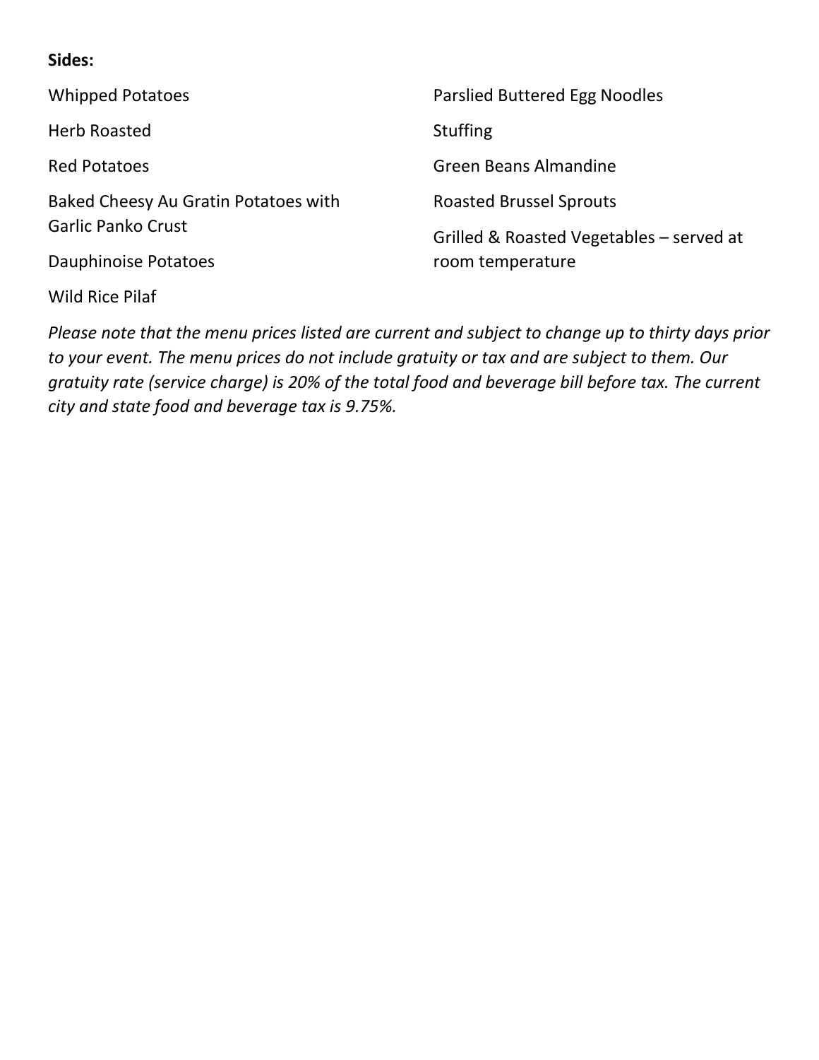**Sides:**

- Whipped Potatoes
- Herb Roasted
- Red Potatoes
- Baked Cheesy Au Gratin Potatoes with Garlic Panko Crust
- Dauphinoise Potatoes
- Wild Rice Pilaf
- Parslied Buttered Egg Noodles
- Stuffing
- Green Beans Almandine
- Roasted Brussel Sprouts
- Grilled & Roasted Vegetables – served at room temperature

*Please note that the menu prices listed are current and subject to change up to thirty days prior to your event. The menu prices do not include gratuity or tax and are subject to them. Our gratuity rate (service charge) is 20% of the total food and beverage bill before tax. The current city and state food and beverage tax is 9.75%.*